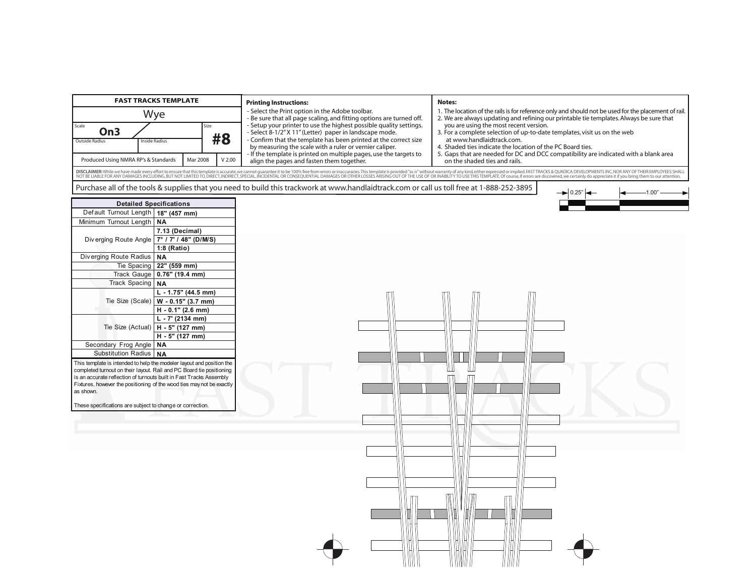# FAST TRACKS TEMPLATE

## Wye

| Scale | Size |
|---|---|
| **On3** | **#8** |
| Outside Radius / Inside Radius | |

Produced Using NMRA RP's & Standards | Mar 2008 | V 2.00

**Printing Instructions:**

- Select the Print option in the Adobe toolbar.
- Be sure that all page scaling, and fitting options are turned off.
- Setup your printer to use the highest possible quality settings.
- Select 8-1/2" X 11" (Letter) paper in landscape mode.
- Confirm that the template has been printed at the correct size by measuring the scale with a ruler or vernier caliper.
- If the template is printed on multiple pages, use the targets to align the pages and fasten them together.

**Notes:**

1. The location of the rails is for reference only and should not be used for the placement of rail.
2. We are always updating and refining our printable tie templates. Always be sure that you are using the most recent version.
3. For a complete selection of up-to-date templates, visit us on the web at www.handlaidtrack.com.
4. Shaded ties indicate the location of the PC Board ties.
5. Gaps that are needed for DC and DCC compatibility are indicated with a blank area on the shaded ties and rails.

**DISCLAIMER:** While we have made every effort to ensure that this template is accurate, we cannot guarantee it to be 100% free from errors or inaccuracies. This template is provided "as is" without warranty of any kind, either expressed or implied. FAST TRACKS & QUADICA DEVELOPMENTS INC, NOR ANY OF THEIR EMPLOYEES SHALL NOT BE LIABLE FOR ANY DAMAGES INCLUDING, BUT NOT LIMITED TO, DIRECT, INDIRECT, SPECIAL, INCIDENTAL OR CONSEQUENTIAL DAMAGES OR OTHER LOSSES ARISING OUT OF THE USE OF OR INABILITY TO USE THIS TEMPLATE. Of course, if errors are discovered, we certainly do appreciate it if you bring them to our attention.

Purchase all of the tools & supplies that you need to build this trackwork at www.handlaidtrack.com or call us toll free at 1-888-252-3895

0.25" | 1.00"

| Detailed Specifications | |
|---|---|
| Default Turnout Length | **18" (457 mm)** |
| Minimum Turnout Length | **NA** |
| Diverging Route Angle | **7.13 (Decimal)** |
| | **7° / 7' / 48" (D/M/S)** |
| | **1:8 (Ratio)** |
| Diverging Route Radius | **NA** |
| Tie Spacing | **22" (559 mm)** |
| Track Gauge | **0.76" (19.4 mm)** |
| Track Spacing | **NA** |
| Tie Size (Scale) | **L - 1.75" (44.5 mm)** |
| | **W - 0.15" (3.7 mm)** |
| | **H - 0.1" (2.6 mm)** |
| Tie Size (Actual) | **L - 7' (2134 mm)** |
| | **H - 5" (127 mm)** |
| | **H - 5" (127 mm)** |
| Secondary Frog Angle | **NA** |
| Substitution Radius | **NA** |

This template is intended to help the modeler layout and position the completed turnout on their layout. Rail and PC Board tie positioning is an accurate reflection of turnouts built in Fast Tracks Assembly Fixtures, however the positioning of the wood ties may not be exactly as shown.

These specifications are subject to change or correction.